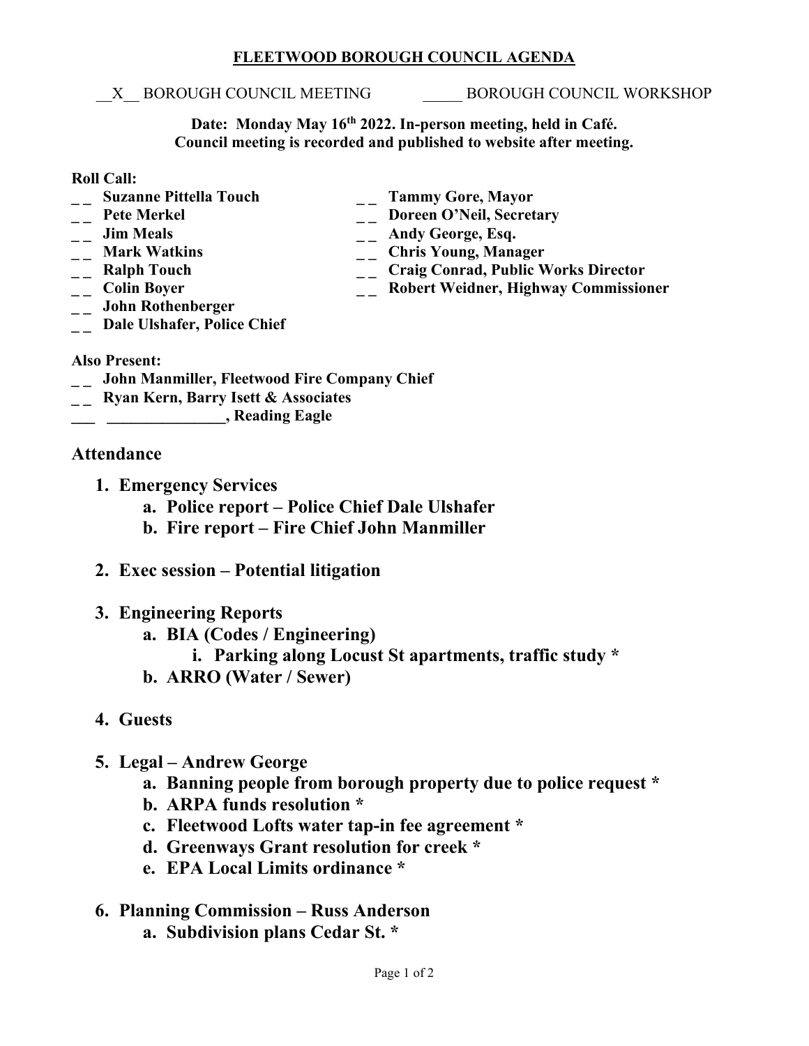**FLEETWOOD BOROUGH COUNCIL AGENDA**

\_\_X\_\_ BOROUGH COUNCIL MEETING       \_\_\_\_\_ BOROUGH COUNCIL WORKSHOP

**Date: Monday May 16th 2022. In-person meeting, held in Café.**
**Council meeting is recorded and published to website after meeting.**

**Roll Call:**

- _ _ **Suzanne Pittella Touch**
- _ _ **Pete Merkel**
- _ _ **Jim Meals**
- _ _ **Mark Watkins**
- _ _ **Ralph Touch**
- _ _ **Colin Boyer**
- _ _ **John Rothenberger**
- _ _ **Dale Ulshafer, Police Chief**
- _ _ **Tammy Gore, Mayor**
- _ _ **Doreen O'Neil, Secretary**
- _ _ **Andy George, Esq.**
- _ _ **Chris Young, Manager**
- _ _ **Craig Conrad, Public Works Director**
- _ _ **Robert Weidner, Highway Commissioner**

**Also Present:**

- _ _ **John Manmiller, Fleetwood Fire Company Chief**
- _ _ **Ryan Kern, Barry Isett & Associates**
- \_\_\_ **\_\_\_\_\_\_\_\_\_\_\_\_\_\_\_, Reading Eagle**

## Attendance

1. **Emergency Services**
   a. **Police report – Police Chief Dale Ulshafer**
   b. **Fire report – Fire Chief John Manmiller**

2. **Exec session – Potential litigation**

3. **Engineering Reports**
   a. **BIA (Codes / Engineering)**
      i. **Parking along Locust St apartments, traffic study ***
   b. **ARRO (Water / Sewer)**

4. **Guests**

5. **Legal – Andrew George**
   a. **Banning people from borough property due to police request ***
   b. **ARPA funds resolution ***
   c. **Fleetwood Lofts water tap-in fee agreement ***
   d. **Greenways Grant resolution for creek ***
   e. **EPA Local Limits ordinance ***

6. **Planning Commission – Russ Anderson**
   a. **Subdivision plans Cedar St. ***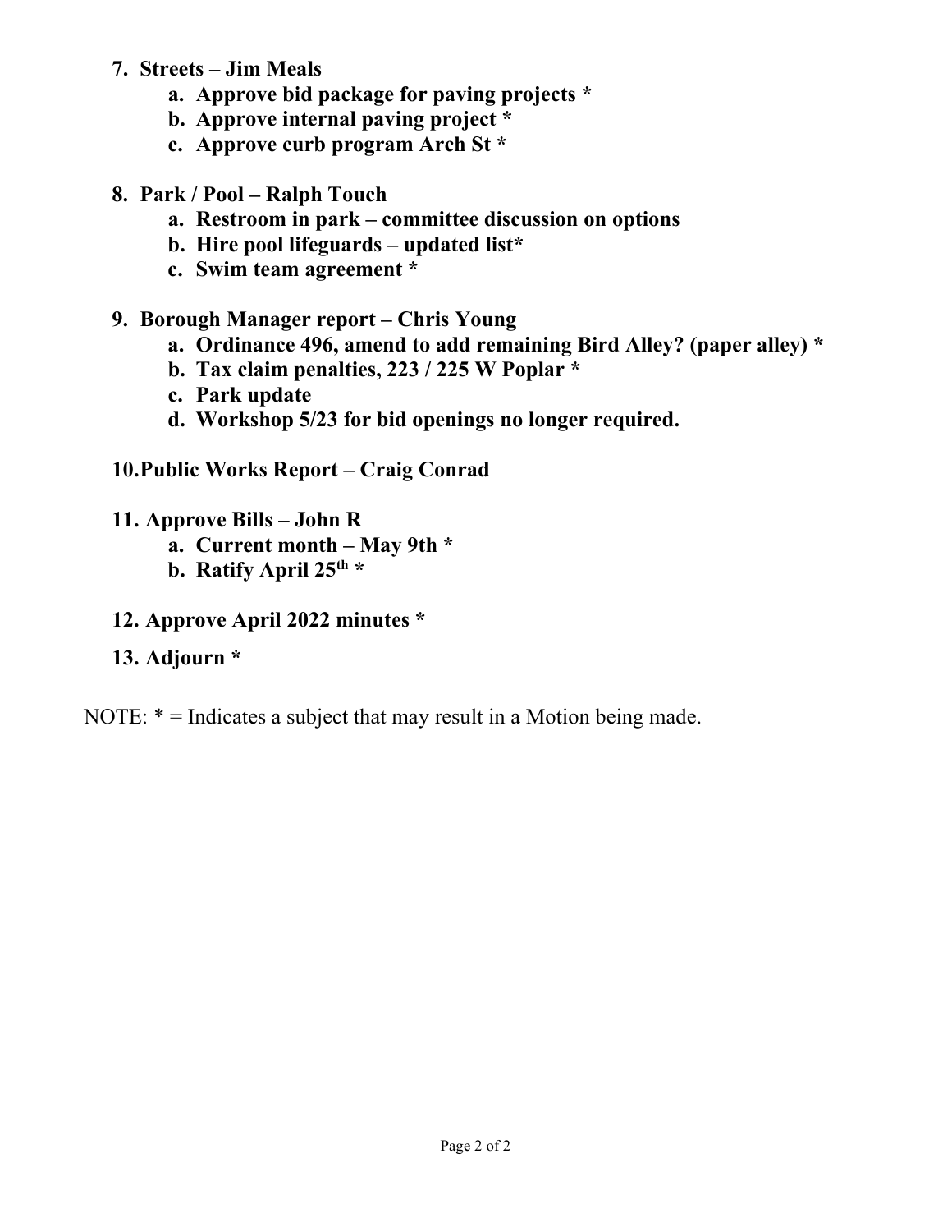7. **Streets – Jim Meals**
    a. **Approve bid package for paving projects ***
    b. **Approve internal paving project ***
    c. **Approve curb program Arch St ***

8. **Park / Pool – Ralph Touch**
    a. **Restroom in park – committee discussion on options**
    b. **Hire pool lifeguards – updated list***
    c. **Swim team agreement ***

9. **Borough Manager report – Chris Young**
    a. **Ordinance 496, amend to add remaining Bird Alley? (paper alley) ***
    b. **Tax claim penalties, 223 / 225 W Poplar ***
    c. **Park update**
    d. **Workshop 5/23 for bid openings no longer required.**

10. **Public Works Report – Craig Conrad**

11. **Approve Bills – John R**
    a. **Current month – May 9th ***
    b. **Ratify April 25th ***

12. **Approve April 2022 minutes ***

13. **Adjourn ***

NOTE: * = Indicates a subject that may result in a Motion being made.